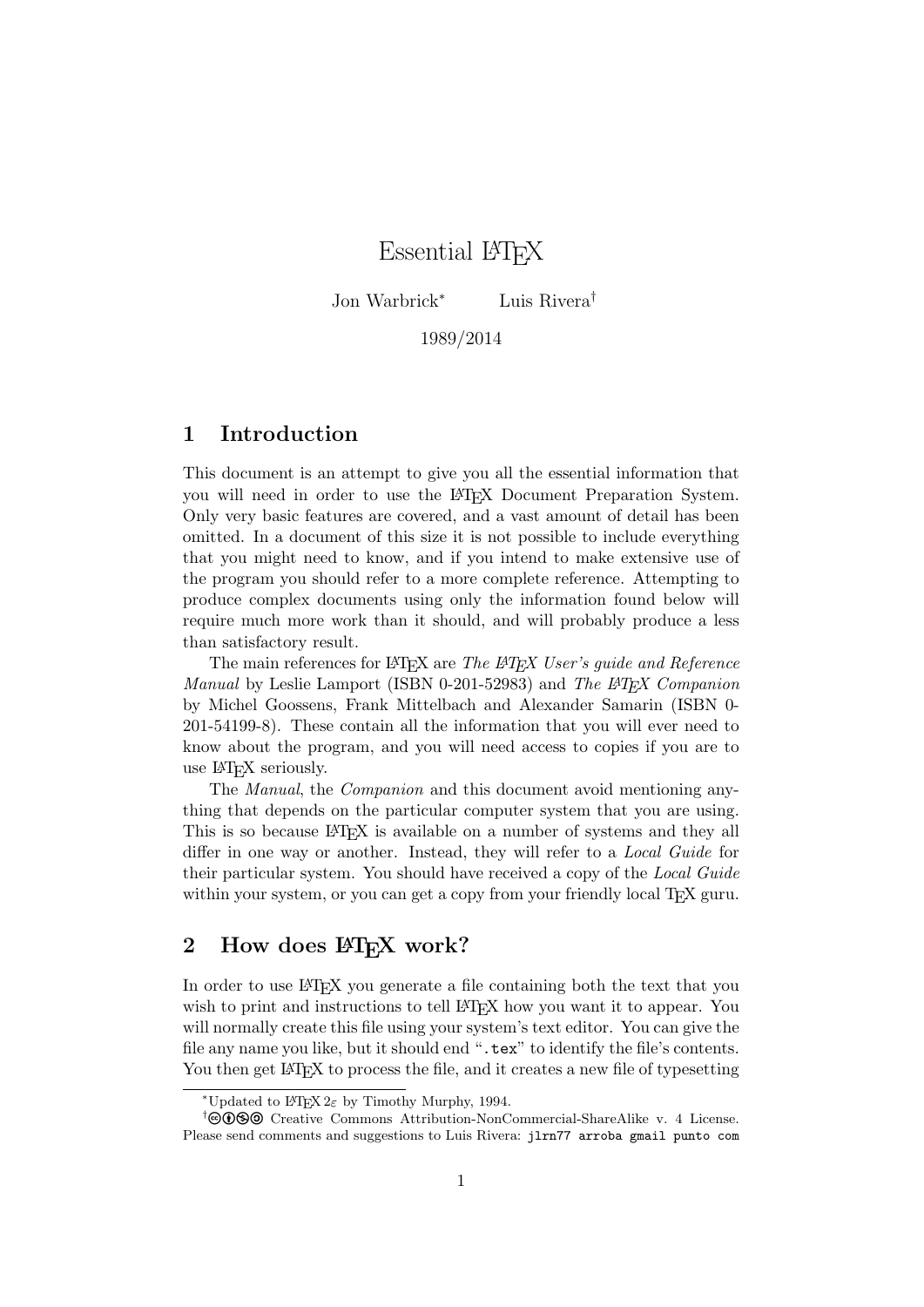# Essential LaTeX

Jon Warbrick[*] Luis Rivera[†]

1989/2014

## 1 Introduction

This document is an attempt to give you all the essential information that you will need in order to use the LaTeX Document Preparation System. Only very basic features are covered, and a vast amount of detail has been omitted. In a document of this size it is not possible to include everything that you might need to know, and if you intend to make extensive use of the program you should refer to a more complete reference. Attempting to produce complex documents using only the information found below will require much more work than it should, and will probably produce a less than satisfactory result.

The main references for LaTeX are *The LaTeX User's guide and Reference Manual* by Leslie Lamport (ISBN 0-201-52983) and *The LaTeX Companion* by Michel Goossens, Frank Mittelbach and Alexander Samarin (ISBN 0-201-54199-8). These contain all the information that you will ever need to know about the program, and you will need access to copies if you are to use LaTeX seriously.

The *Manual*, the *Companion* and this document avoid mentioning anything that depends on the particular computer system that you are using. This is so because LaTeX is available on a number of systems and they all differ in one way or another. Instead, they will refer to a *Local Guide* for their particular system. You should have received a copy of the *Local Guide* within your system, or you can get a copy from your friendly local TeX guru.

## 2 How does LaTeX work?

In order to use LaTeX you generate a file containing both the text that you wish to print and instructions to tell LaTeX how you want it to appear. You will normally create this file using your system's text editor. You can give the file any name you like, but it should end "`.tex`" to identify the file's contents. You then get LaTeX to process the file, and it creates a new file of typesetting

[*] Updated to LaTeX $2_\varepsilon$ by Timothy Murphy, 1994.

[†] Creative Commons Attribution-NonCommercial-ShareAlike v. 4 License. Please send comments and suggestions to Luis Rivera: `jlrn77 arroba gmail punto com`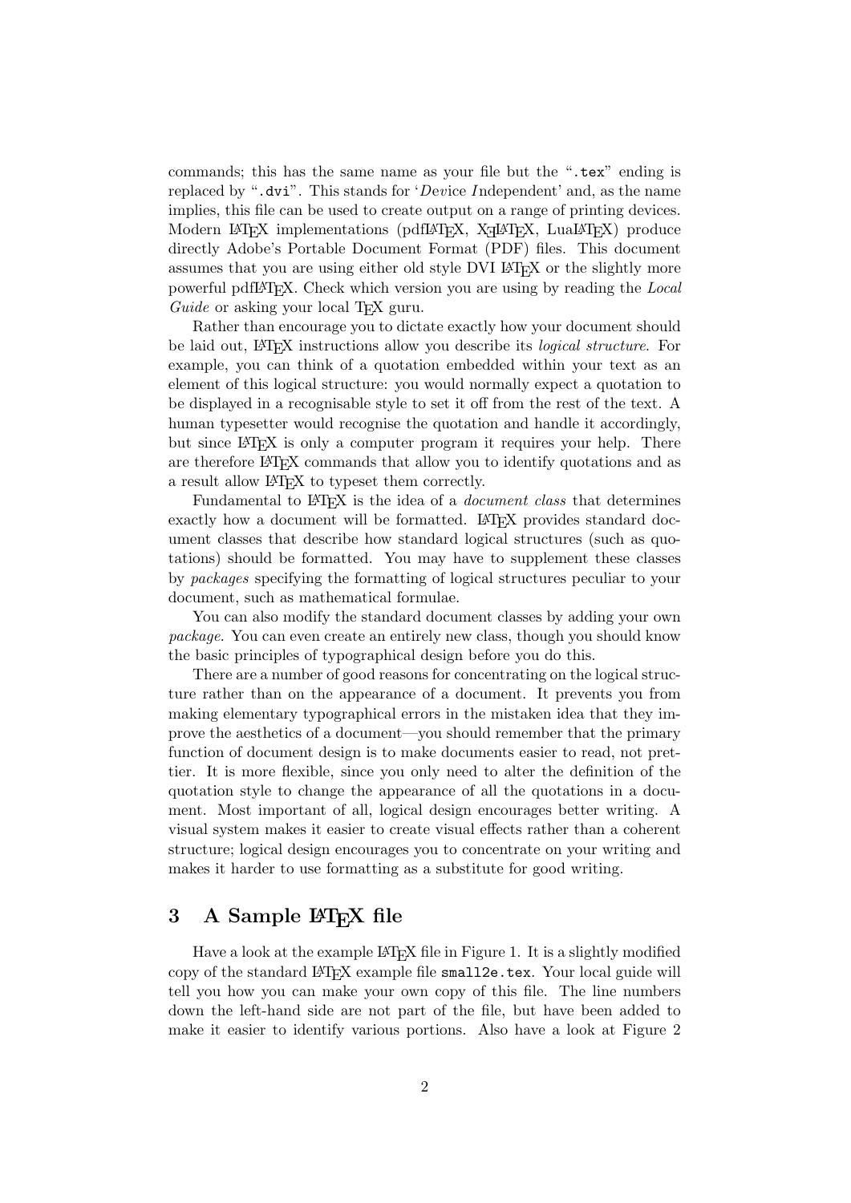commands; this has the same name as your file but the "`.tex`" ending is replaced by "`.dvi`". This stands for '*Dev*ice *I*ndependent' and, as the name implies, this file can be used to create output on a range of printing devices. Modern LaTeX implementations (pdfLaTeX, XeLaTeX, LuaLaTeX) produce directly Adobe's Portable Document Format (PDF) files. This document assumes that you are using either old style DVI LaTeX or the slightly more powerful pdfLaTeX. Check which version you are using by reading the *Local Guide* or asking your local TeX guru.

Rather than encourage you to dictate exactly how your document should be laid out, LaTeX instructions allow you describe its *logical structure*. For example, you can think of a quotation embedded within your text as an element of this logical structure: you would normally expect a quotation to be displayed in a recognisable style to set it off from the rest of the text. A human typesetter would recognise the quotation and handle it accordingly, but since LaTeX is only a computer program it requires your help. There are therefore LaTeX commands that allow you to identify quotations and as a result allow LaTeX to typeset them correctly.

Fundamental to LaTeX is the idea of a *document class* that determines exactly how a document will be formatted. LaTeX provides standard document classes that describe how standard logical structures (such as quotations) should be formatted. You may have to supplement these classes by *packages* specifying the formatting of logical structures peculiar to your document, such as mathematical formulae.

You can also modify the standard document classes by adding your own *package*. You can even create an entirely new class, though you should know the basic principles of typographical design before you do this.

There are a number of good reasons for concentrating on the logical structure rather than on the appearance of a document. It prevents you from making elementary typographical errors in the mistaken idea that they improve the aesthetics of a document—you should remember that the primary function of document design is to make documents easier to read, not prettier. It is more flexible, since you only need to alter the definition of the quotation style to change the appearance of all the quotations in a document. Most important of all, logical design encourages better writing. A visual system makes it easier to create visual effects rather than a coherent structure; logical design encourages you to concentrate on your writing and makes it harder to use formatting as a substitute for good writing.

## 3 A Sample LaTeX file

Have a look at the example LaTeX file in Figure 1. It is a slightly modified copy of the standard LaTeX example file `small2e.tex`. Your local guide will tell you how you can make your own copy of this file. The line numbers down the left-hand side are not part of the file, but have been added to make it easier to identify various portions. Also have a look at Figure 2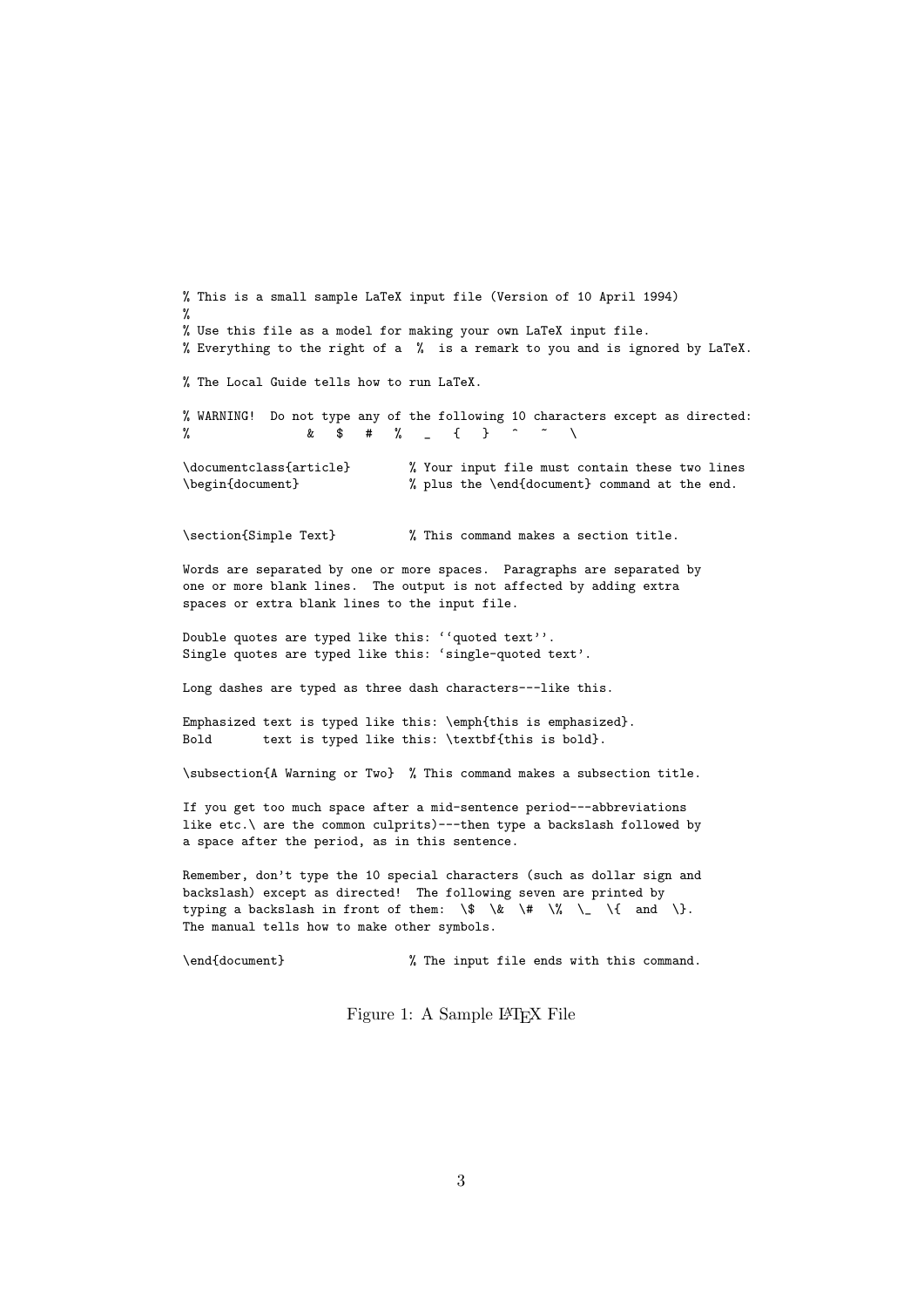```
% This is a small sample LaTeX input file (Version of 10 April 1994)
%
% Use this file as a model for making your own LaTeX input file.
% Everything to the right of a  %  is a remark to you and is ignored by LaTeX.

% The Local Guide tells how to run LaTeX.

% WARNING!  Do not type any of the following 10 characters except as directed:
%                &   $   #   %   _   {   }   ^   ~   \

\documentclass{article}        % Your input file must contain these two lines
\begin{document}               % plus the \end{document} command at the end.


\section{Simple Text}          % This command makes a section title.

Words are separated by one or more spaces.  Paragraphs are separated by
one or more blank lines.  The output is not affected by adding extra
spaces or extra blank lines to the input file.

Double quotes are typed like this: ``quoted text''.
Single quotes are typed like this: `single-quoted text'.

Long dashes are typed as three dash characters---like this.

Emphasized text is typed like this: \emph{this is emphasized}.
Bold       text is typed like this: \textbf{this is bold}.

\subsection{A Warning or Two}  % This command makes a subsection title.

If you get too much space after a mid-sentence period---abbreviations
like etc.\ are the common culprits)---then type a backslash followed by
a space after the period, as in this sentence.

Remember, don't type the 10 special characters (such as dollar sign and
backslash) except as directed!  The following seven are printed by
typing a backslash in front of them:  \$  \&  \#  \%  \_  \{  and  \}.
The manual tells how to make other symbols.

\end{document}                 % The input file ends with this command.
```

Figure 1: A Sample LaTeX File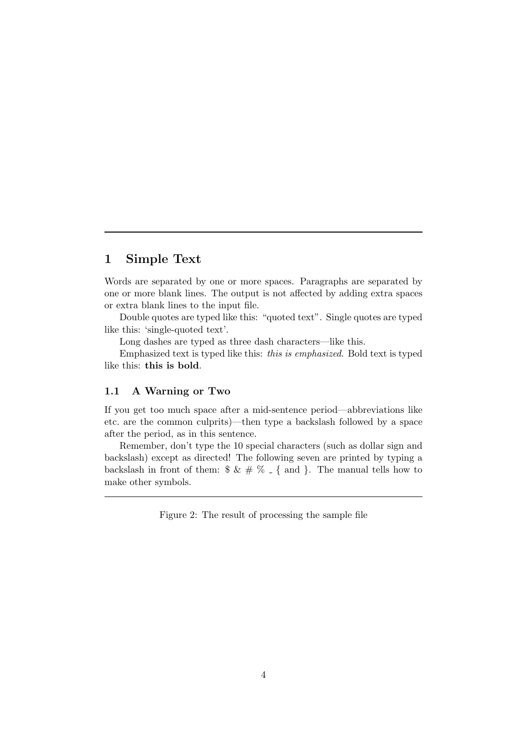## 1 Simple Text

Words are separated by one or more spaces. Paragraphs are separated by one or more blank lines. The output is not affected by adding extra spaces or extra blank lines to the input file.

Double quotes are typed like this: “quoted text”. Single quotes are typed like this: ‘single-quoted text’.

Long dashes are typed as three dash characters—like this.

Emphasized text is typed like this: *this is emphasized*. Bold text is typed like this: **this is bold**.

### 1.1 A Warning or Two

If you get too much space after a mid-sentence period—abbreviations like etc. are the common culprits)—then type a backslash followed by a space after the period, as in this sentence.

Remember, don’t type the 10 special characters (such as dollar sign and backslash) except as directed! The following seven are printed by typing a backslash in front of them: $ & # % _ { and }. The manual tells how to make other symbols.

Figure 2: The result of processing the sample file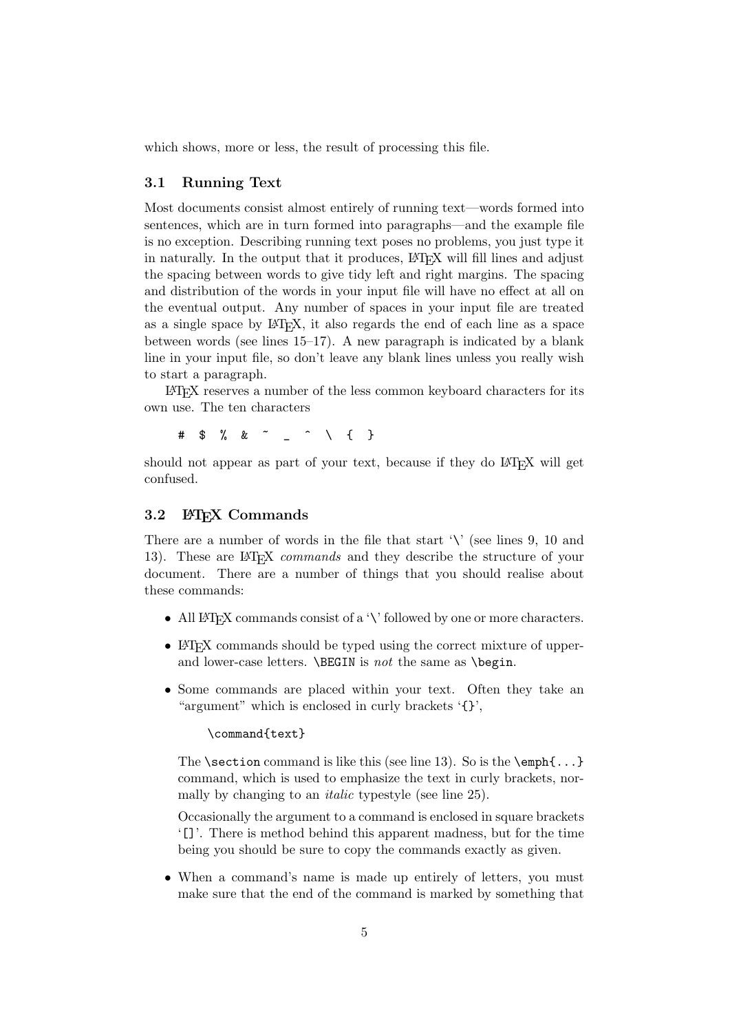which shows, more or less, the result of processing this file.

### 3.1 Running Text

Most documents consist almost entirely of running text—words formed into sentences, which are in turn formed into paragraphs—and the example file is no exception. Describing running text poses no problems, you just type it in naturally. In the output that it produces, LaTeX will fill lines and adjust the spacing between words to give tidy left and right margins. The spacing and distribution of the words in your input file will have no effect at all on the eventual output. Any number of spaces in your input file are treated as a single space by LaTeX, it also regards the end of each line as a space between words (see lines 15–17). A new paragraph is indicated by a blank line in your input file, so don't leave any blank lines unless you really wish to start a paragraph.

LaTeX reserves a number of the less common keyboard characters for its own use. The ten characters

```
# $ % & ~ _ ^ \ { }
```

should not appear as part of your text, because if they do LaTeX will get confused.

### 3.2 LaTeX Commands

There are a number of words in the file that start '\' (see lines 9, 10 and 13). These are LaTeX *commands* and they describe the structure of your document. There are a number of things that you should realise about these commands:

- All LaTeX commands consist of a '\' followed by one or more characters.
- LaTeX commands should be typed using the correct mixture of upper- and lower-case letters. `\BEGIN` is *not* the same as `\begin`.
- Some commands are placed within your text. Often they take an "argument" which is enclosed in curly brackets '`{}`',

  ```
  \command{text}
  ```

  The `\section` command is like this (see line 13). So is the `\emph{...}` command, which is used to emphasize the text in curly brackets, normally by changing to an *italic* typestyle (see line 25).

  Occasionally the argument to a command is enclosed in square brackets '`[]`'. There is method behind this apparent madness, but for the time being you should be sure to copy the commands exactly as given.

- When a command's name is made up entirely of letters, you must make sure that the end of the command is marked by something that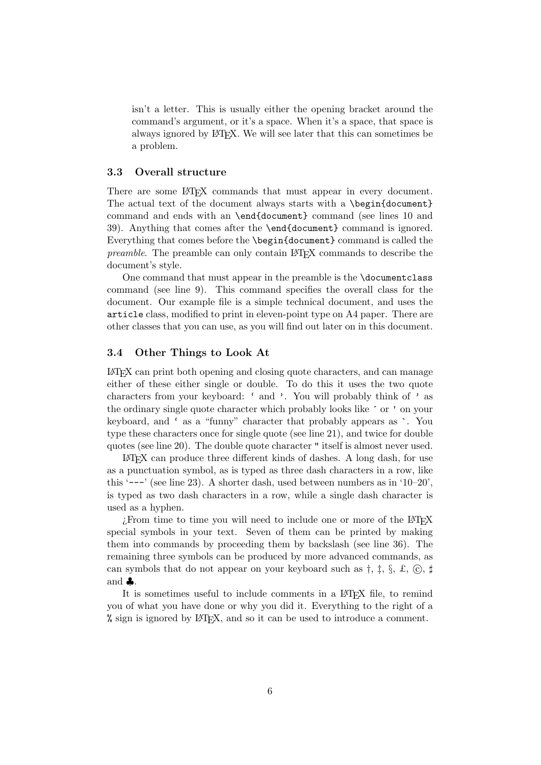isn't a letter. This is usually either the opening bracket around the command's argument, or it's a space. When it's a space, that space is always ignored by LaTeX. We will see later that this can sometimes be a problem.

### 3.3 Overall structure

There are some LaTeX commands that must appear in every document. The actual text of the document always starts with a `\begin{document}` command and ends with an `\end{document}` command (see lines 10 and 39). Anything that comes after the `\end{document}` command is ignored. Everything that comes before the `\begin{document}` command is called the *preamble*. The preamble can only contain LaTeX commands to describe the document's style.

One command that must appear in the preamble is the `\documentclass` command (see line 9). This command specifies the overall class for the document. Our example file is a simple technical document, and uses the `article` class, modified to print in eleven-point type on A4 paper. There are other classes that you can use, as you will find out later on in this document.

### 3.4 Other Things to Look At

LaTeX can print both opening and closing quote characters, and can manage either of these either single or double. To do this it uses the two quote characters from your keyboard: ` and '. You will probably think of ' as the ordinary single quote character which probably looks like ´ or ' on your keyboard, and ` as a "funny" character that probably appears as `. You type these characters once for single quote (see line 21), and twice for double quotes (see line 20). The double quote character " itself is almost never used.

LaTeX can produce three different kinds of dashes. A long dash, for use as a punctuation symbol, as is typed as three dash characters in a row, like this '`---`' (see line 23). A shorter dash, used between numbers as in '10–20', is typed as two dash characters in a row, while a single dash character is used as a hyphen.

¿From time to time you will need to include one or more of the LaTeX special symbols in your text. Seven of them can be printed by making them into commands by proceeding them by backslash (see line 36). The remaining three symbols can be produced by more advanced commands, as can symbols that do not appear on your keyboard such as †, ‡, §, £, ©, ♯ and ♣.

It is sometimes useful to include comments in a LaTeX file, to remind you of what you have done or why you did it. Everything to the right of a `%` sign is ignored by LaTeX, and so it can be used to introduce a comment.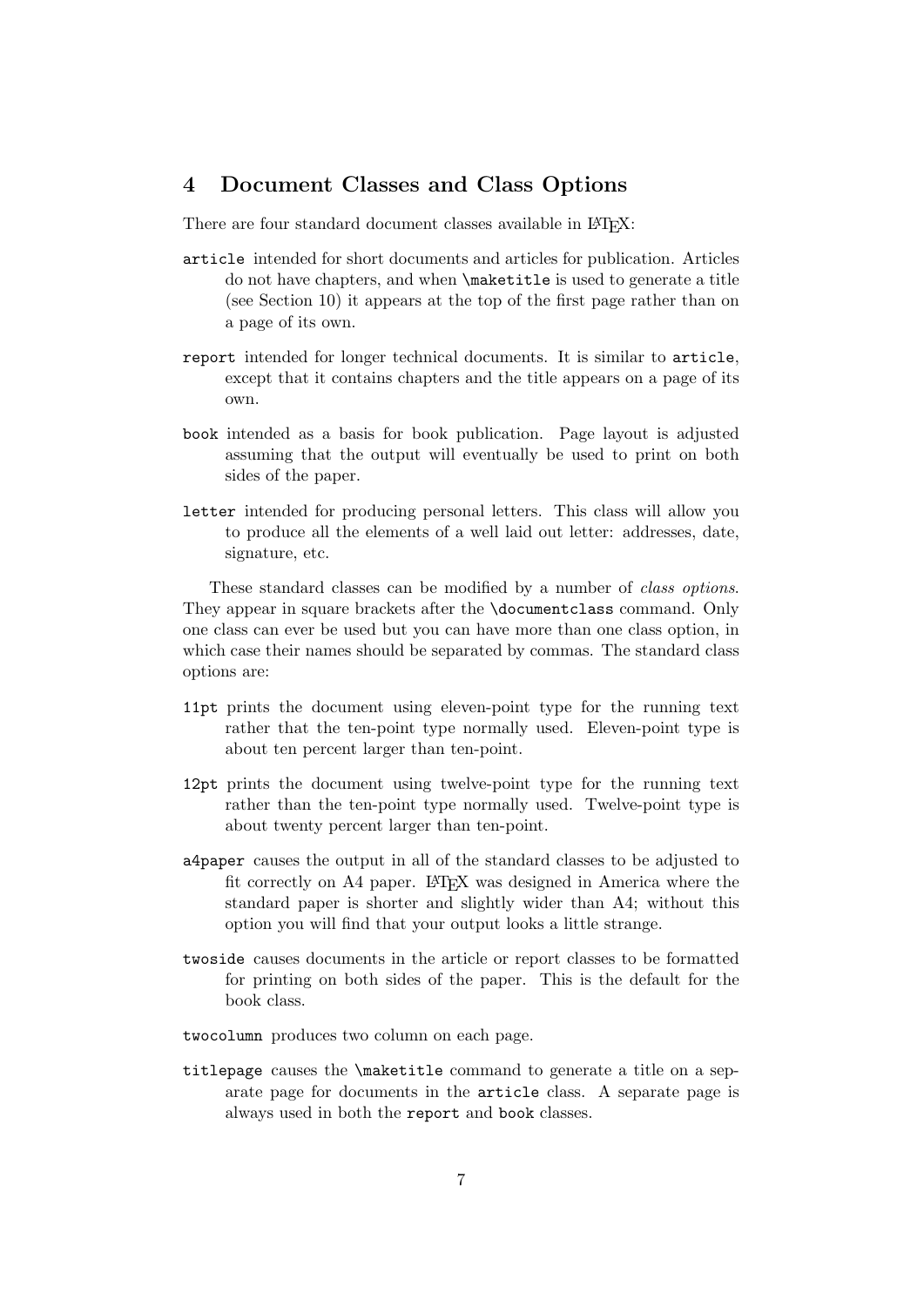## 4 Document Classes and Class Options

There are four standard document classes available in LaTeX:

`article` intended for short documents and articles for publication. Articles do not have chapters, and when `\maketitle` is used to generate a title (see Section 10) it appears at the top of the first page rather than on a page of its own.

`report` intended for longer technical documents. It is similar to `article`, except that it contains chapters and the title appears on a page of its own.

`book` intended as a basis for book publication. Page layout is adjusted assuming that the output will eventually be used to print on both sides of the paper.

`letter` intended for producing personal letters. This class will allow you to produce all the elements of a well laid out letter: addresses, date, signature, etc.

These standard classes can be modified by a number of *class options*. They appear in square brackets after the `\documentclass` command. Only one class can ever be used but you can have more than one class option, in which case their names should be separated by commas. The standard class options are:

`11pt` prints the document using eleven-point type for the running text rather that the ten-point type normally used. Eleven-point type is about ten percent larger than ten-point.

`12pt` prints the document using twelve-point type for the running text rather than the ten-point type normally used. Twelve-point type is about twenty percent larger than ten-point.

`a4paper` causes the output in all of the standard classes to be adjusted to fit correctly on A4 paper. LaTeX was designed in America where the standard paper is shorter and slightly wider than A4; without this option you will find that your output looks a little strange.

`twoside` causes documents in the article or report classes to be formatted for printing on both sides of the paper. This is the default for the book class.

`twocolumn` produces two column on each page.

`titlepage` causes the `\maketitle` command to generate a title on a separate page for documents in the `article` class. A separate page is always used in both the `report` and `book` classes.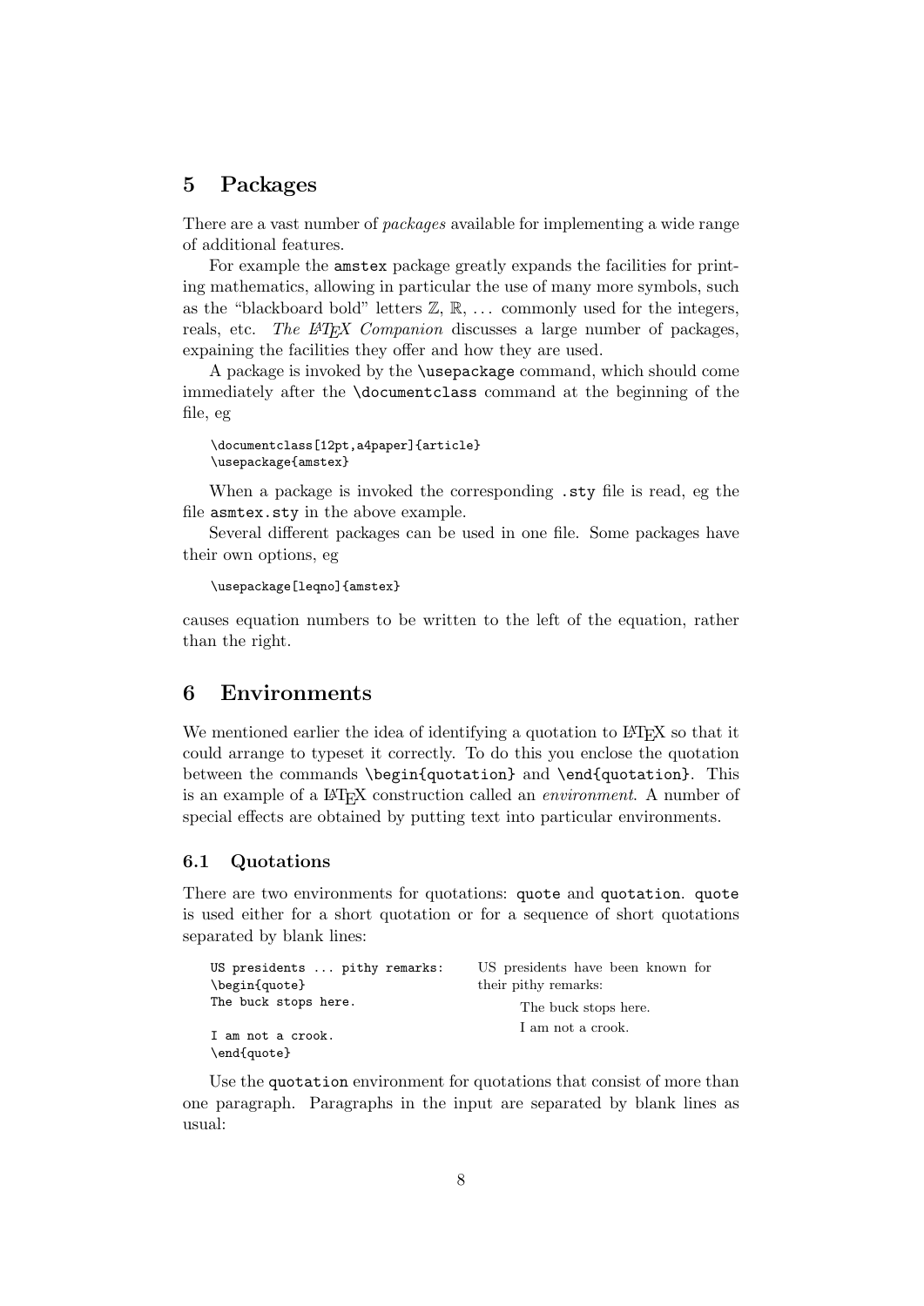# 5 Packages

There are a vast number of *packages* available for implementing a wide range of additional features.

For example the `amstex` package greatly expands the facilities for printing mathematics, allowing in particular the use of many more symbols, such as the "blackboard bold" letters $\mathbb{Z}$, $\mathbb{R}$, ... commonly used for the integers, reals, etc. *The LaTeX Companion* discusses a large number of packages, expaining the facilities they offer and how they are used.

A package is invoked by the `\usepackage` command, which should come immediately after the `\documentclass` command at the beginning of the file, eg

```
\documentclass[12pt,a4paper]{article}
\usepackage{amstex}
```

When a package is invoked the corresponding `.sty` file is read, eg the file `asmtex.sty` in the above example.

Several different packages can be used in one file. Some packages have their own options, eg

```
\usepackage[leqno]{amstex}
```

causes equation numbers to be written to the left of the equation, rather than the right.

# 6 Environments

We mentioned earlier the idea of identifying a quotation to LaTeX so that it could arrange to typeset it correctly. To do this you enclose the quotation between the commands `\begin{quotation}` and `\end{quotation}`. This is an example of a LaTeX construction called an *environment*. A number of special effects are obtained by putting text into particular environments.

## 6.1 Quotations

There are two environments for quotations: `quote` and `quotation`. `quote` is used either for a short quotation or for a sequence of short quotations separated by blank lines:

```
US presidents ... pithy remarks:
\begin{quote}
The buck stops here.

I am not a crook.
\end{quote}
```

US presidents have been known for their pithy remarks:

> The buck stops here.
>
> I am not a crook.

Use the `quotation` environment for quotations that consist of more than one paragraph. Paragraphs in the input are separated by blank lines as usual: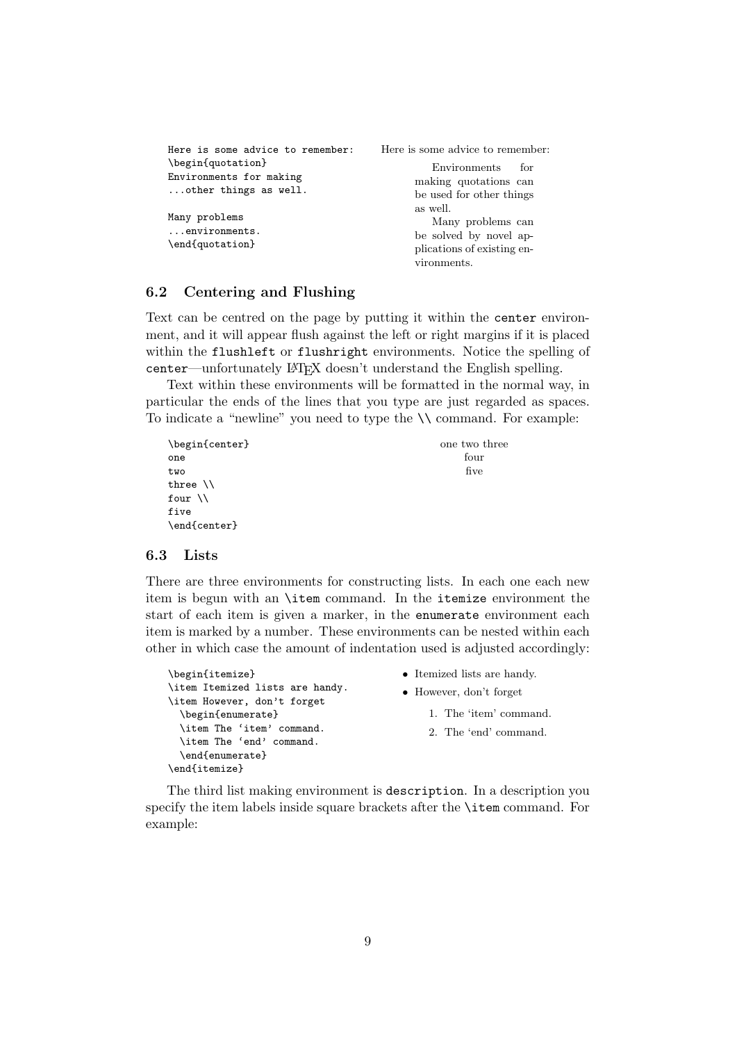```
Here is some advice to remember:
\begin{quotation}
Environments for making
...other things as well.

Many problems
...environments.
\end{quotation}
```

Here is some advice to remember:

> Environments for making quotations can be used for other things as well.
>
> Many problems can be solved by novel applications of existing environments.

### 6.2 Centering and Flushing

Text can be centred on the page by putting it within the `center` environment, and it will appear flush against the left or right margins if it is placed within the `flushleft` or `flushright` environments. Notice the spelling of `center`—unfortunately LaTeX doesn't understand the English spelling.

Text within these environments will be formatted in the normal way, in particular the ends of the lines that you type are just regarded as spaces. To indicate a "newline" you need to type the `\\` command. For example:

```
\begin{center}
one
two
three \\
four \\
five
\end{center}
```

one two three
four
five

### 6.3 Lists

There are three environments for constructing lists. In each one each new item is begun with an `\item` command. In the `itemize` environment the start of each item is given a marker, in the `enumerate` environment each item is marked by a number. These environments can be nested within each other in which case the amount of indentation used is adjusted accordingly:

```
\begin{itemize}
\item Itemized lists are handy.
\item However, don't forget
  \begin{enumerate}
  \item The 'item' command.
  \item The 'end' command.
  \end{enumerate}
\end{itemize}
```

- Itemized lists are handy.
- However, don't forget
  1. The 'item' command.
  2. The 'end' command.

The third list making environment is `description`. In a description you specify the item labels inside square brackets after the `\item` command. For example: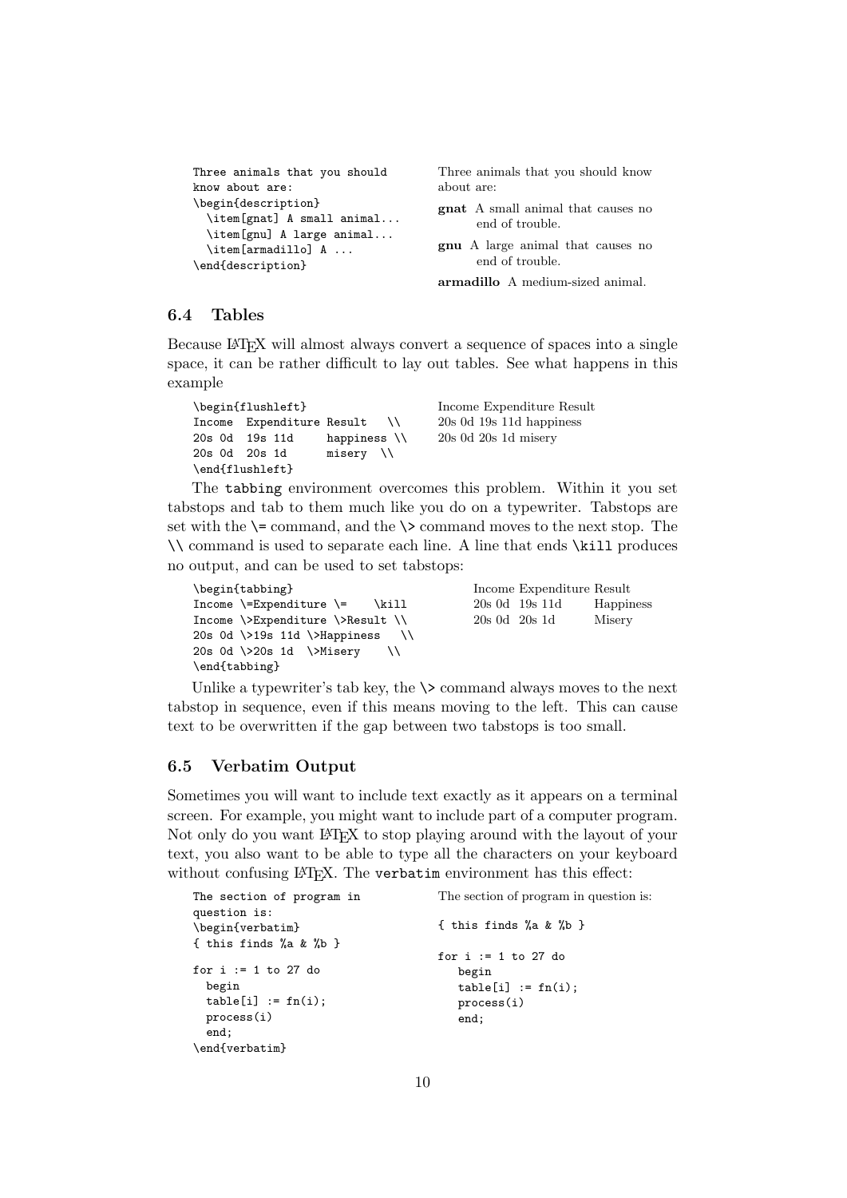```
Three animals that you should
know about are:
\begin{description}
  \item[gnat] A small animal...
  \item[gnu] A large animal...
  \item[armadillo] A ...
\end{description}
```

Three animals that you should know about are:

**gnat** A small animal that causes no end of trouble.

**gnu** A large animal that causes no end of trouble.

**armadillo** A medium-sized animal.

### 6.4 Tables

Because LaTeX will almost always convert a sequence of spaces into a single space, it can be rather difficult to lay out tables. See what happens in this example

```
\begin{flushleft}
Income  Expenditure Result   \\
20s 0d  19s 11d     happiness \\
20s 0d  20s 1d      misery  \\
\end{flushleft}
```

Income Expenditure Result
20s 0d 19s 11d happiness
20s 0d 20s 1d misery

The `tabbing` environment overcomes this problem. Within it you set tabstops and tab to them much like you do on a typewriter. Tabstops are set with the `\=` command, and the `\>` command moves to the next stop. The `\\` command is used to separate each line. A line that ends `\kill` produces no output, and can be used to set tabstops:

```
\begin{tabbing}
Income \=Expenditure \=    \kill
Income \>Expenditure \>Result \\
20s 0d \>19s 11d \>Happiness   \\
20s 0d \>20s 1d  \>Misery    \\
\end{tabbing}
```

```
Income Expenditure Result
20s 0d  19s 11d    Happiness
20s 0d  20s 1d     Misery
```

Unlike a typewriter's tab key, the `\>` command always moves to the next tabstop in sequence, even if this means moving to the left. This can cause text to be overwritten if the gap between two tabstops is too small.

### 6.5 Verbatim Output

Sometimes you will want to include text exactly as it appears on a terminal screen. For example, you might want to include part of a computer program. Not only do you want LaTeX to stop playing around with the layout of your text, you also want to be able to type all the characters on your keyboard without confusing LaTeX. The `verbatim` environment has this effect:

```
The section of program in
question is:
\begin{verbatim}
{ this finds %a & %b }

for i := 1 to 27 do
  begin
  table[i] := fn(i);
  process(i)
  end;
\end{verbatim}
```

The section of program in question is:

```
{ this finds %a & %b }

for i := 1 to 27 do
   begin
   table[i] := fn(i);
   process(i)
   end;
```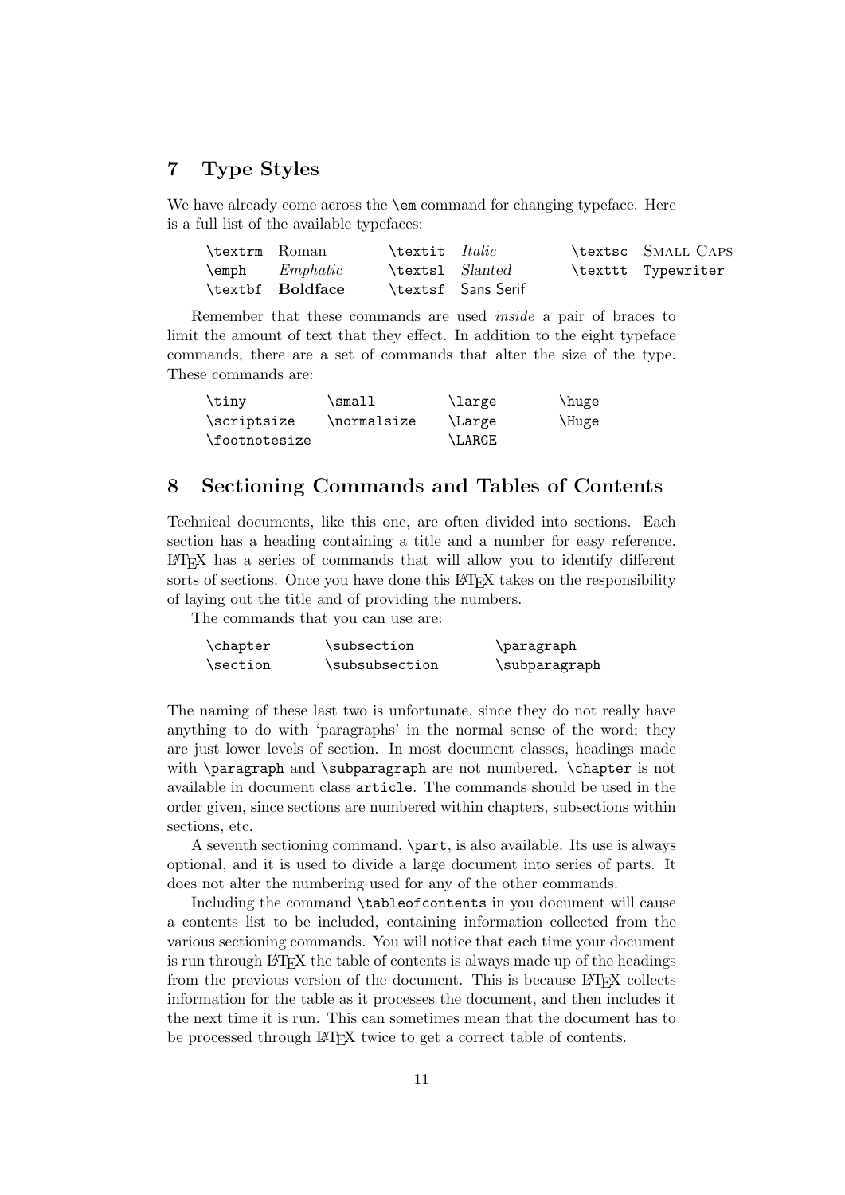## 7 Type Styles

We have already come across the `\em` command for changing typeface. Here is a full list of the available typefaces:

| | | | | | |
|---|---|---|---|---|---|
| `\textrm` | Roman | `\textit` | *Italic* | `\textsc` | Small Caps |
| `\emph` | *Emphatic* | `\textsl` | *Slanted* | `\texttt` | `Typewriter` |
| `\textbf` | **Boldface** | `\textsf` | Sans Serif | | |

Remember that these commands are used *inside* a pair of braces to limit the amount of text that they effect. In addition to the eight typeface commands, there are a set of commands that alter the size of the type. These commands are:

| | | | |
|---|---|---|---|
| `\tiny` | `\small` | `\large` | `\huge` |
| `\scriptsize` | `\normalsize` | `\Large` | `\Huge` |
| `\footnotesize` | | `\LARGE` | |

## 8 Sectioning Commands and Tables of Contents

Technical documents, like this one, are often divided into sections. Each section has a heading containing a title and a number for easy reference. LaTeX has a series of commands that will allow you to identify different sorts of sections. Once you have done this LaTeX takes on the responsibility of laying out the title and of providing the numbers.

The commands that you can use are:

| | | |
|---|---|---|
| `\chapter` | `\subsection` | `\paragraph` |
| `\section` | `\subsubsection` | `\subparagraph` |

The naming of these last two is unfortunate, since they do not really have anything to do with 'paragraphs' in the normal sense of the word; they are just lower levels of section. In most document classes, headings made with `\paragraph` and `\subparagraph` are not numbered. `\chapter` is not available in document class `article`. The commands should be used in the order given, since sections are numbered within chapters, subsections within sections, etc.

A seventh sectioning command, `\part`, is also available. Its use is always optional, and it is used to divide a large document into series of parts. It does not alter the numbering used for any of the other commands.

Including the command `\tableofcontents` in you document will cause a contents list to be included, containing information collected from the various sectioning commands. You will notice that each time your document is run through LaTeX the table of contents is always made up of the headings from the previous version of the document. This is because LaTeX collects information for the table as it processes the document, and then includes it the next time it is run. This can sometimes mean that the document has to be processed through LaTeX twice to get a correct table of contents.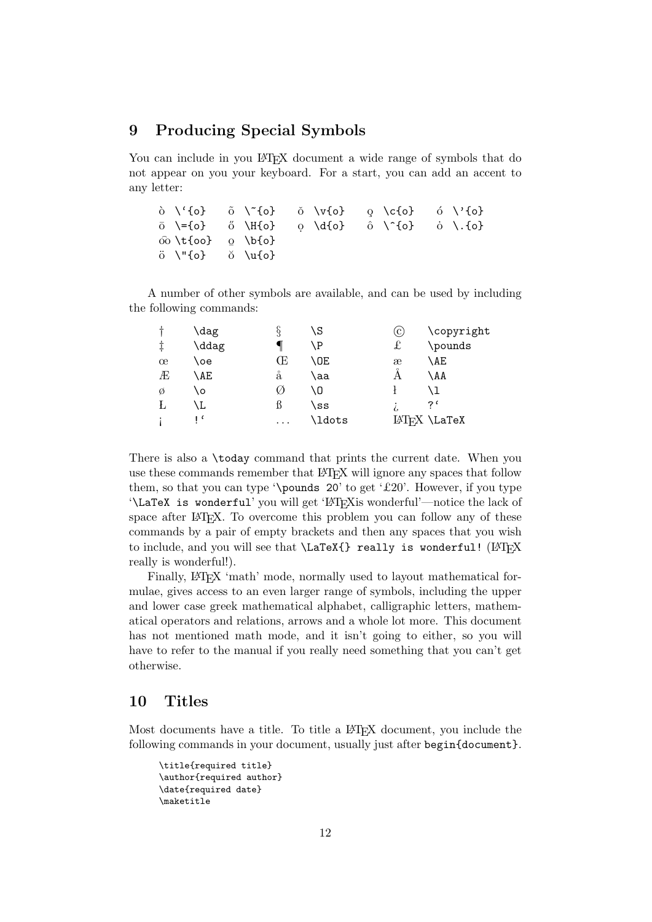## 9 Producing Special Symbols

You can include in you LaTeX document a wide range of symbols that do not appear on you your keyboard. For a start, you can add an accent to any letter:

| | | | | | | | | | |
|---|---|---|---|---|---|---|---|---|---|
| ò | `\'{o}` | õ | `\~{o}` | ǒ | `\v{o}` | ǫ | `\c{o}` | ó | `\'{o}` |
| ō | `\={o}` | ő | `\H{o}` | ọ | `\d{o}` | ô | `\^{o}` | ȯ | `\.{o}` |
| o͡o | `\t{oo}` | o̲ | `\b{o}` | | | | | | |
| ö | `\"{o}` | ŏ | `\u{o}` | | | | | | |

A number of other symbols are available, and can be used by including the following commands:

| | | | | | |
|---|---|---|---|---|---|
| † | `\dag` | § | `\S` | © | `\copyright` |
| ‡ | `\ddag` | ¶ | `\P` | £ | `\pounds` |
| œ | `\oe` | Œ | `\OE` | æ | `\AE` |
| Æ | `\AE` | å | `\aa` | Å | `\AA` |
| ø | `\o` | Ø | `\O` | ł | `\l` |
| Ł | `\L` | ß | `\ss` | ¿ | `?'` |
| ¡ | `!'` | ... | `\ldots` | LaTeX | `\LaTeX` |

There is also a `\today` command that prints the current date. When you use these commands remember that LaTeX will ignore any spaces that follow them, so that you can type '`\pounds 20`' to get '£20'. However, if you type '`\LaTeX is wonderful`' you will get 'LaTeXis wonderful'—notice the lack of space after LaTeX. To overcome this problem you can follow any of these commands by a pair of empty brackets and then any spaces that you wish to include, and you will see that `\LaTeX{} really is wonderful!` (LaTeX really is wonderful!).

Finally, LaTeX 'math' mode, normally used to layout mathematical formulae, gives access to an even larger range of symbols, including the upper and lower case greek mathematical alphabet, calligraphic letters, mathematical operators and relations, arrows and a whole lot more. This document has not mentioned math mode, and it isn't going to either, so you will have to refer to the manual if you really need something that you can't get otherwise.

## 10 Titles

Most documents have a title. To title a LaTeX document, you include the following commands in your document, usually just after `begin{document}`.

```
\title{required title}
\author{required author}
\date{required date}
\maketitle
```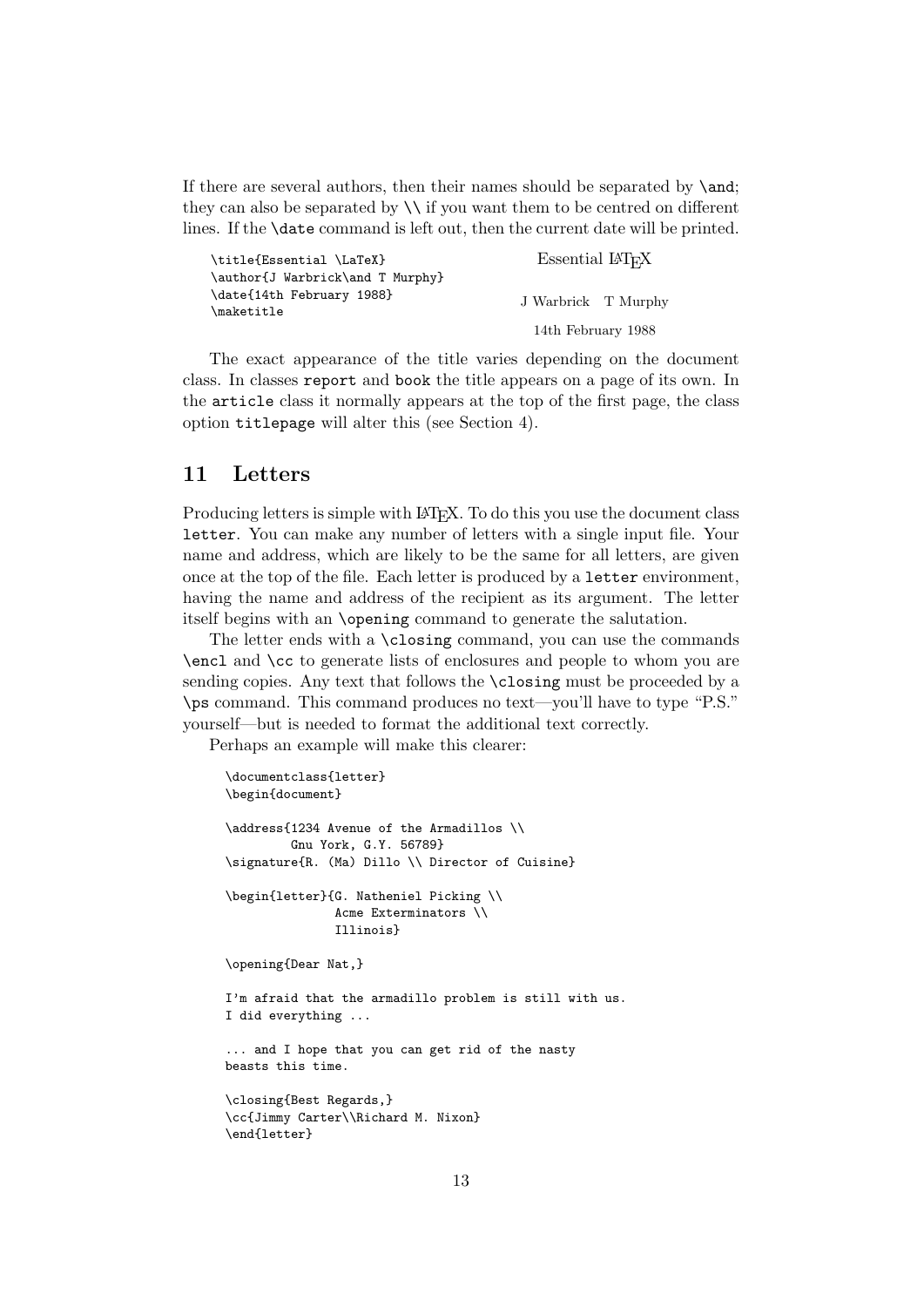If there are several authors, then their names should be separated by `\and`; they can also be separated by `\\` if you want them to be centred on different lines. If the `\date` command is left out, then the current date will be printed.

```
\title{Essential \LaTeX}
\author{J Warbrick\and T Murphy}
\date{14th February 1988}
\maketitle
```

Essential LaTeX

J Warbrick    T Murphy

14th February 1988

The exact appearance of the title varies depending on the document class. In classes `report` and `book` the title appears on a page of its own. In the `article` class it normally appears at the top of the first page, the class option `titlepage` will alter this (see Section 4).

## 11 Letters

Producing letters is simple with LaTeX. To do this you use the document class `letter`. You can make any number of letters with a single input file. Your name and address, which are likely to be the same for all letters, are given once at the top of the file. Each letter is produced by a `letter` environment, having the name and address of the recipient as its argument. The letter itself begins with an `\opening` command to generate the salutation.

The letter ends with a `\closing` command, you can use the commands `\encl` and `\cc` to generate lists of enclosures and people to whom you are sending copies. Any text that follows the `\closing` must be proceeded by a `\ps` command. This command produces no text—you'll have to type "P.S." yourself—but is needed to format the additional text correctly.

Perhaps an example will make this clearer:

```
\documentclass{letter}
\begin{document}

\address{1234 Avenue of the Armadillos \\
        Gnu York, G.Y. 56789}
\signature{R. (Ma) Dillo \\ Director of Cuisine}

\begin{letter}{G. Natheniel Picking \\
               Acme Exterminators \\
               Illinois}

\opening{Dear Nat,}

I'm afraid that the armadillo problem is still with us.
I did everything ...

... and I hope that you can get rid of the nasty
beasts this time.

\closing{Best Regards,}
\cc{Jimmy Carter\\Richard M. Nixon}
\end{letter}
```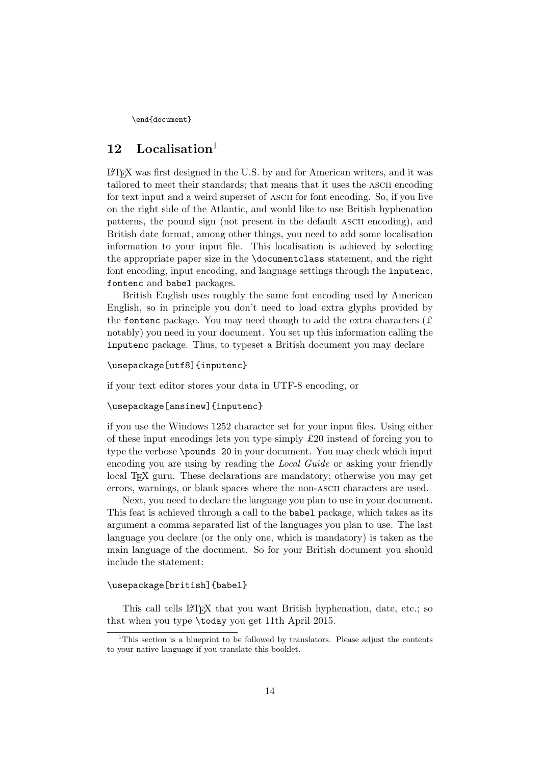```
\end{document}
```

## 12 Localisation[1]

LaTeX was first designed in the U.S. by and for American writers, and it was tailored to meet their standards; that means that it uses the ASCII encoding for text input and a weird superset of ASCII for font encoding. So, if you live on the right side of the Atlantic, and would like to use British hyphenation patterns, the pound sign (not present in the default ASCII encoding), and British date format, among other things, you need to add some localisation information to your input file. This localisation is achieved by selecting the appropriate paper size in the `\documentclass` statement, and the right font encoding, input encoding, and language settings through the `inputenc`, `fontenc` and `babel` packages.

British English uses roughly the same font encoding used by American English, so in principle you don't need to load extra glyphs provided by the `fontenc` package. You may need though to add the extra characters (£ notably) you need in your document. You set up this information calling the `inputenc` package. Thus, to typeset a British document you may declare

```
\usepackage[utf8]{inputenc}
```

if your text editor stores your data in UTF-8 encoding, or

```
\usepackage[ansinew]{inputenc}
```

if you use the Windows 1252 character set for your input files. Using either of these input encodings lets you type simply £20 instead of forcing you to type the verbose `\pounds 20` in your document. You may check which input encoding you are using by reading the *Local Guide* or asking your friendly local TeX guru. These declarations are mandatory; otherwise you may get errors, warnings, or blank spaces where the non-ASCII characters are used.

Next, you need to declare the language you plan to use in your document. This feat is achieved through a call to the `babel` package, which takes as its argument a comma separated list of the languages you plan to use. The last language you declare (or the only one, which is mandatory) is taken as the main language of the document. So for your British document you should include the statement:

```
\usepackage[british]{babel}
```

This call tells LaTeX that you want British hyphenation, date, etc.; so that when you type `\today` you get 11th April 2015.

[1] This section is a blueprint to be followed by translators. Please adjust the contents to your native language if you translate this booklet.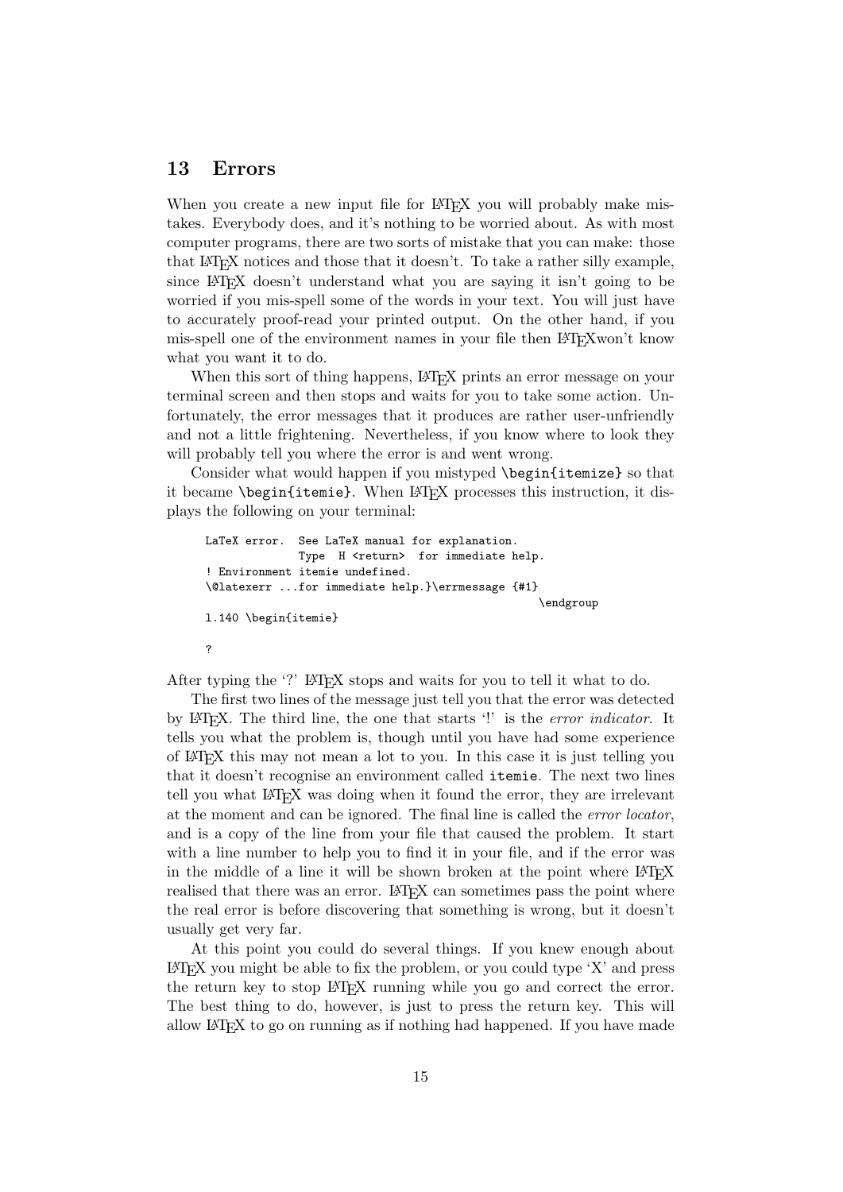## 13 Errors

When you create a new input file for LaTeX you will probably make mistakes. Everybody does, and it's nothing to be worried about. As with most computer programs, there are two sorts of mistake that you can make: those that LaTeX notices and those that it doesn't. To take a rather silly example, since LaTeX doesn't understand what you are saying it isn't going to be worried if you mis-spell some of the words in your text. You will just have to accurately proof-read your printed output. On the other hand, if you mis-spell one of the environment names in your file then LaTeXwon't know what you want it to do.

When this sort of thing happens, LaTeX prints an error message on your terminal screen and then stops and waits for you to take some action. Unfortunately, the error messages that it produces are rather user-unfriendly and not a little frightening. Nevertheless, if you know where to look they will probably tell you where the error is and went wrong.

Consider what would happen if you mistyped `\begin{itemize}` so that it became `\begin{itemie}`. When LaTeX processes this instruction, it displays the following on your terminal:

```
LaTeX error.  See LaTeX manual for explanation.
              Type  H <return>  for immediate help.
! Environment itemie undefined.
\@latexerr ...for immediate help.}\errmessage {#1}
                                                  \endgroup
l.140 \begin{itemie}

?
```

After typing the '?' LaTeX stops and waits for you to tell it what to do.

The first two lines of the message just tell you that the error was detected by LaTeX. The third line, the one that starts '!' is the *error indicator*. It tells you what the problem is, though until you have had some experience of LaTeX this may not mean a lot to you. In this case it is just telling you that it doesn't recognise an environment called `itemie`. The next two lines tell you what LaTeX was doing when it found the error, they are irrelevant at the moment and can be ignored. The final line is called the *error locator*, and is a copy of the line from your file that caused the problem. It start with a line number to help you to find it in your file, and if the error was in the middle of a line it will be shown broken at the point where LaTeX realised that there was an error. LaTeX can sometimes pass the point where the real error is before discovering that something is wrong, but it doesn't usually get very far.

At this point you could do several things. If you knew enough about LaTeX you might be able to fix the problem, or you could type 'X' and press the return key to stop LaTeX running while you go and correct the error. The best thing to do, however, is just to press the return key. This will allow LaTeX to go on running as if nothing had happened. If you have made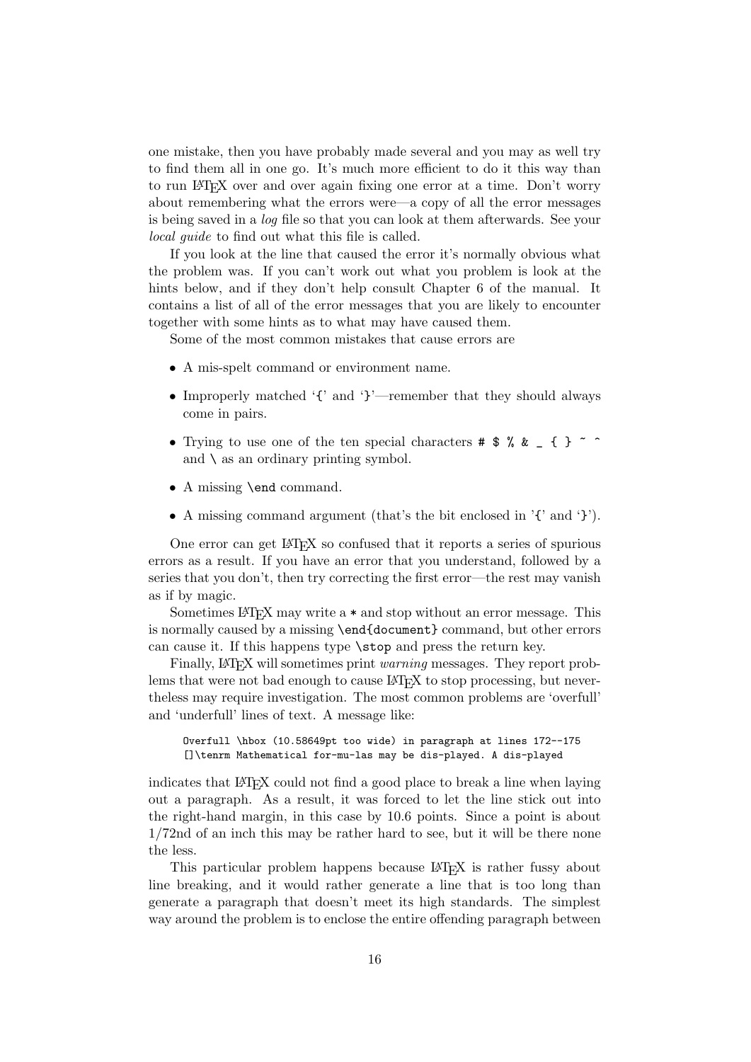one mistake, then you have probably made several and you may as well try to find them all in one go. It's much more efficient to do it this way than to run LaTeX over and over again fixing one error at a time. Don't worry about remembering what the errors were—a copy of all the error messages is being saved in a *log* file so that you can look at them afterwards. See your *local guide* to find out what this file is called.

If you look at the line that caused the error it's normally obvious what the problem was. If you can't work out what you problem is look at the hints below, and if they don't help consult Chapter 6 of the manual. It contains a list of all of the error messages that you are likely to encounter together with some hints as to what may have caused them.

Some of the most common mistakes that cause errors are

- A mis-spelt command or environment name.
- Improperly matched '`{`' and '`}`'—remember that they should always come in pairs.
- Trying to use one of the ten special characters `# $ % & _ { } ~ ^` and `\` as an ordinary printing symbol.
- A missing `\end` command.
- A missing command argument (that's the bit enclosed in '`{`' and '`}`').

One error can get LaTeX so confused that it reports a series of spurious errors as a result. If you have an error that you understand, followed by a series that you don't, then try correcting the first error—the rest may vanish as if by magic.

Sometimes LaTeX may write a `*` and stop without an error message. This is normally caused by a missing `\end{document}` command, but other errors can cause it. If this happens type `\stop` and press the return key.

Finally, LaTeX will sometimes print *warning* messages. They report problems that were not bad enough to cause LaTeX to stop processing, but nevertheless may require investigation. The most common problems are 'overfull' and 'underfull' lines of text. A message like:

```
Overfull \hbox (10.58649pt too wide) in paragraph at lines 172--175
[]\tenrm Mathematical for-mu-las may be dis-played. A dis-played
```

indicates that LaTeX could not find a good place to break a line when laying out a paragraph. As a result, it was forced to let the line stick out into the right-hand margin, in this case by 10.6 points. Since a point is about 1/72nd of an inch this may be rather hard to see, but it will be there none the less.

This particular problem happens because LaTeX is rather fussy about line breaking, and it would rather generate a line that is too long than generate a paragraph that doesn't meet its high standards. The simplest way around the problem is to enclose the entire offending paragraph between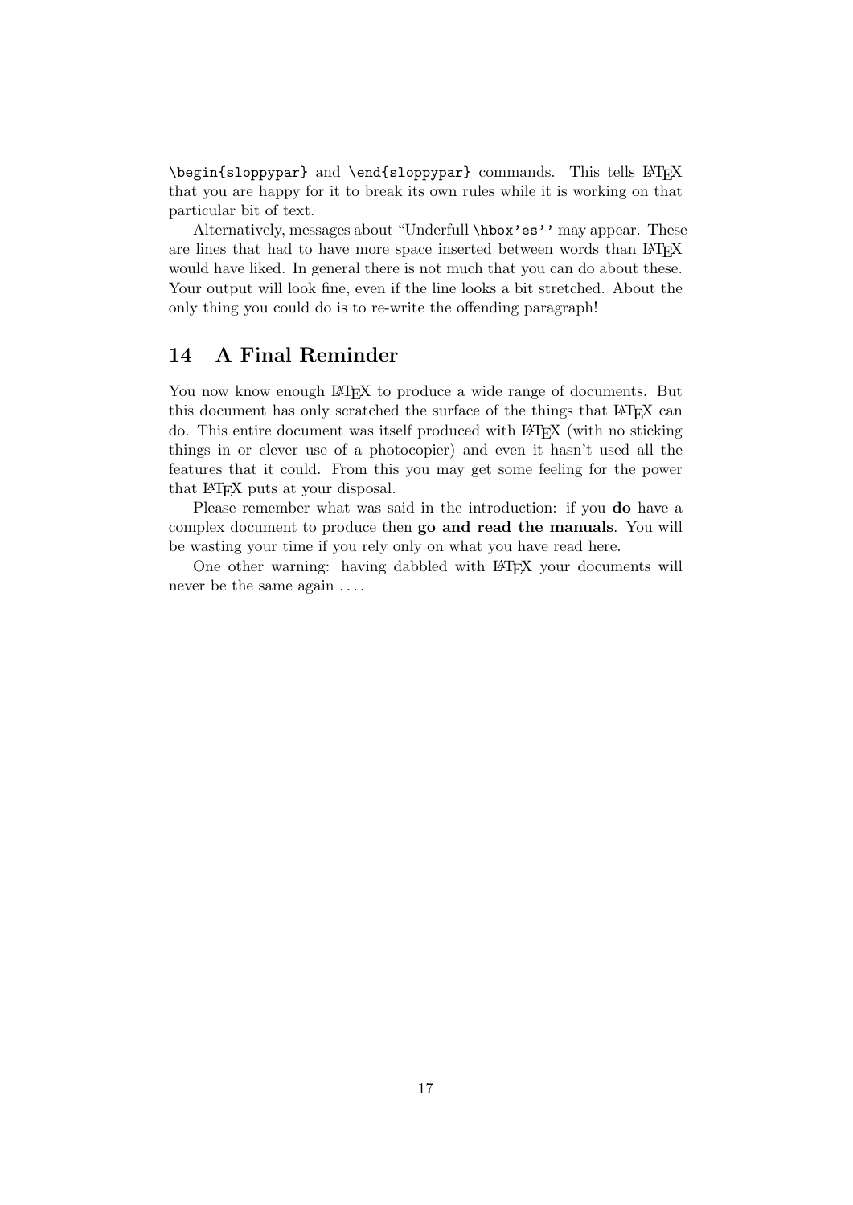`\begin{sloppypar}` and `\end{sloppypar}` commands. This tells LaTeX that you are happy for it to break its own rules while it is working on that particular bit of text.

Alternatively, messages about "Underfull `\hbox'es''` may appear. These are lines that had to have more space inserted between words than LaTeX would have liked. In general there is not much that you can do about these. Your output will look fine, even if the line looks a bit stretched. About the only thing you could do is to re-write the offending paragraph!

## 14 A Final Reminder

You now know enough LaTeX to produce a wide range of documents. But this document has only scratched the surface of the things that LaTeX can do. This entire document was itself produced with LaTeX (with no sticking things in or clever use of a photocopier) and even it hasn't used all the features that it could. From this you may get some feeling for the power that LaTeX puts at your disposal.

Please remember what was said in the introduction: if you **do** have a complex document to produce then **go and read the manuals**. You will be wasting your time if you rely only on what you have read here.

One other warning: having dabbled with LaTeX your documents will never be the same again ....